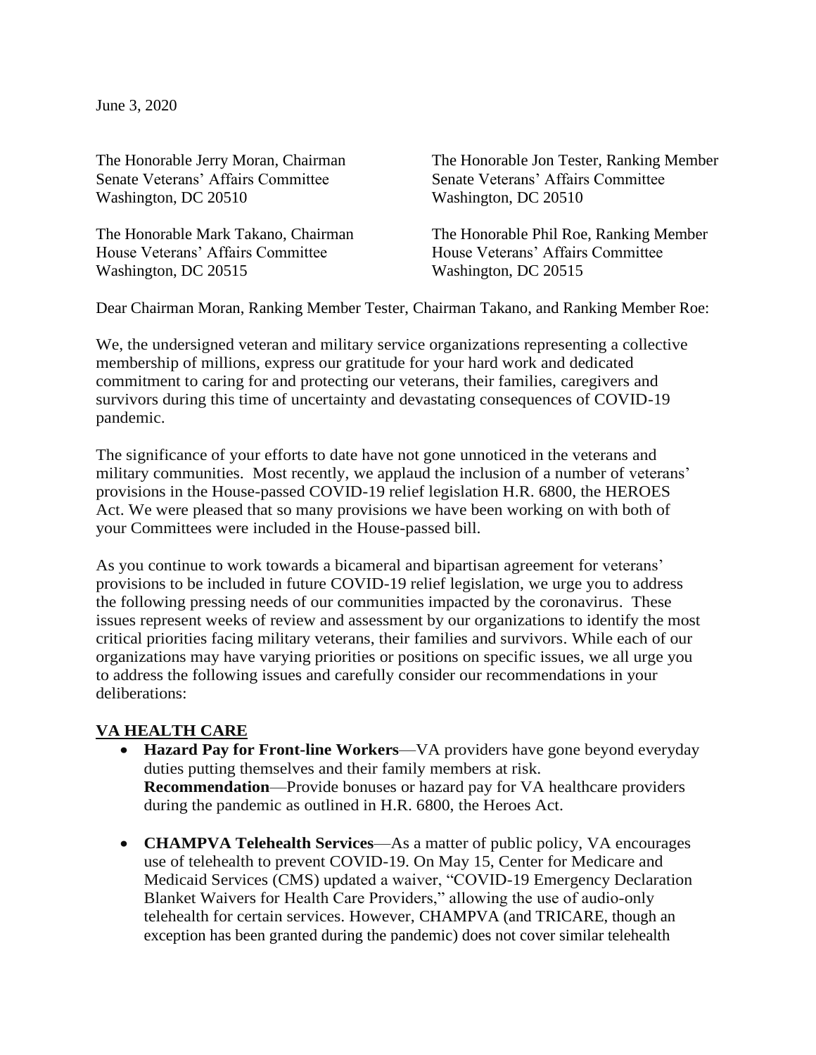June 3, 2020

The Honorable Jerry Moran, Chairman
Senate Veterans' Affairs Committee
Washington, DC 20510

The Honorable Jon Tester, Ranking Member
Senate Veterans' Affairs Committee
Washington, DC 20510

The Honorable Mark Takano, Chairman
House Veterans' Affairs Committee
Washington, DC 20515

The Honorable Phil Roe, Ranking Member
House Veterans' Affairs Committee
Washington, DC 20515

Dear Chairman Moran, Ranking Member Tester, Chairman Takano, and Ranking Member Roe:

We, the undersigned veteran and military service organizations representing a collective membership of millions, express our gratitude for your hard work and dedicated commitment to caring for and protecting our veterans, their families, caregivers and survivors during this time of uncertainty and devastating consequences of COVID-19 pandemic.

The significance of your efforts to date have not gone unnoticed in the veterans and military communities. Most recently, we applaud the inclusion of a number of veterans' provisions in the House-passed COVID-19 relief legislation H.R. 6800, the HEROES Act. We were pleased that so many provisions we have been working on with both of your Committees were included in the House-passed bill.

As you continue to work towards a bicameral and bipartisan agreement for veterans' provisions to be included in future COVID-19 relief legislation, we urge you to address the following pressing needs of our communities impacted by the coronavirus. These issues represent weeks of review and assessment by our organizations to identify the most critical priorities facing military veterans, their families and survivors. While each of our organizations may have varying priorities or positions on specific issues, we all urge you to address the following issues and carefully consider our recommendations in your deliberations:

## VA HEALTH CARE

- **Hazard Pay for Front-line Workers**—VA providers have gone beyond everyday duties putting themselves and their family members at risk.
  **Recommendation**—Provide bonuses or hazard pay for VA healthcare providers during the pandemic as outlined in H.R. 6800, the Heroes Act.

- **CHAMPVA Telehealth Services**—As a matter of public policy, VA encourages use of telehealth to prevent COVID-19. On May 15, Center for Medicare and Medicaid Services (CMS) updated a waiver, "COVID-19 Emergency Declaration Blanket Waivers for Health Care Providers," allowing the use of audio-only telehealth for certain services. However, CHAMPVA (and TRICARE, though an exception has been granted during the pandemic) does not cover similar telehealth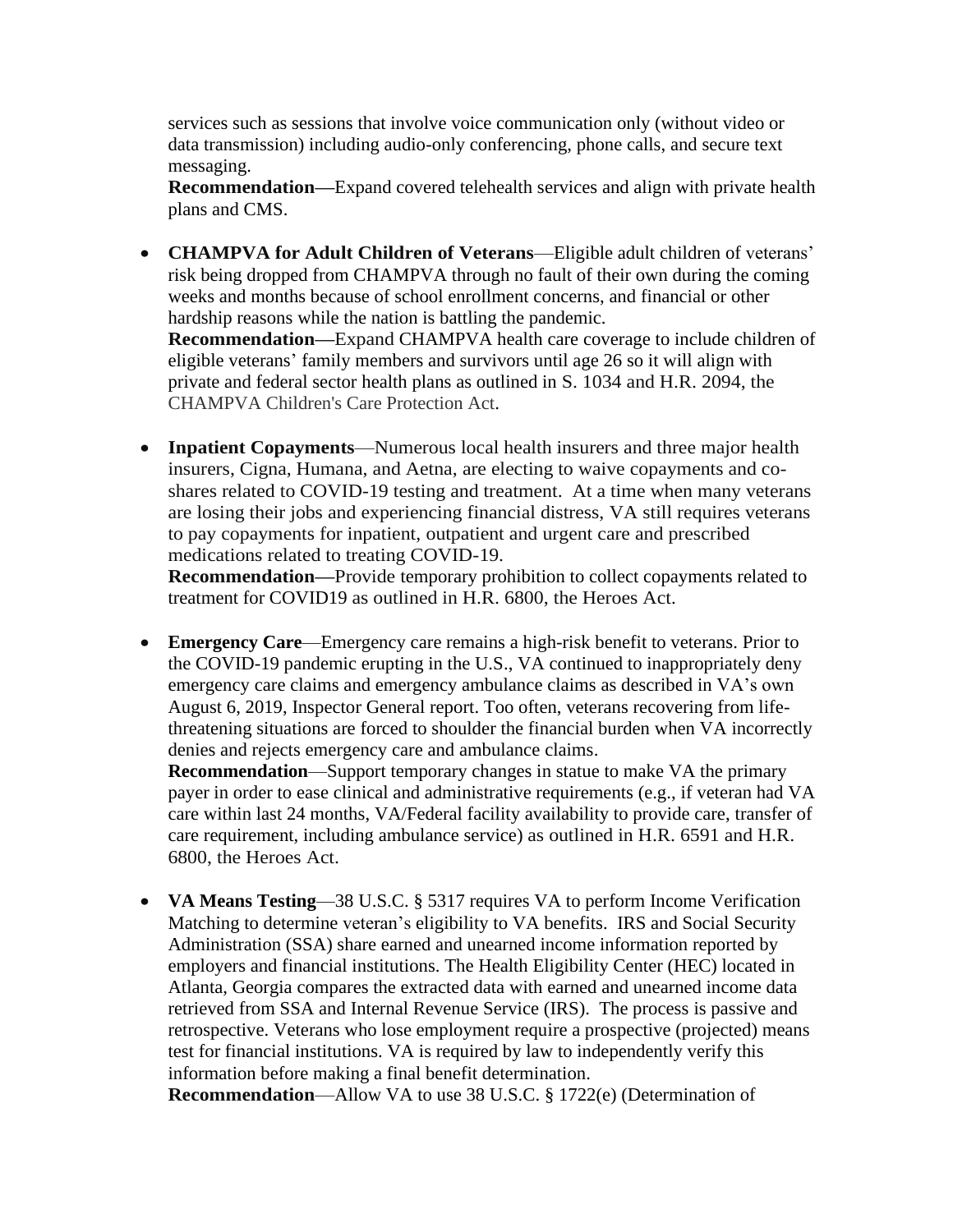services such as sessions that involve voice communication only (without video or data transmission) including audio-only conferencing, phone calls, and secure text messaging.
**Recommendation—**Expand covered telehealth services and align with private health plans and CMS.

- **CHAMPVA for Adult Children of Veterans**—Eligible adult children of veterans' risk being dropped from CHAMPVA through no fault of their own during the coming weeks and months because of school enrollment concerns, and financial or other hardship reasons while the nation is battling the pandemic.
  **Recommendation—**Expand CHAMPVA health care coverage to include children of eligible veterans' family members and survivors until age 26 so it will align with private and federal sector health plans as outlined in S. 1034 and H.R. 2094, the CHAMPVA Children's Care Protection Act.

- **Inpatient Copayments**—Numerous local health insurers and three major health insurers, Cigna, Humana, and Aetna, are electing to waive copayments and co-shares related to COVID-19 testing and treatment. At a time when many veterans are losing their jobs and experiencing financial distress, VA still requires veterans to pay copayments for inpatient, outpatient and urgent care and prescribed medications related to treating COVID-19.
  **Recommendation—**Provide temporary prohibition to collect copayments related to treatment for COVID19 as outlined in H.R. 6800, the Heroes Act.

- **Emergency Care**—Emergency care remains a high-risk benefit to veterans. Prior to the COVID-19 pandemic erupting in the U.S., VA continued to inappropriately deny emergency care claims and emergency ambulance claims as described in VA's own August 6, 2019, Inspector General report. Too often, veterans recovering from life-threatening situations are forced to shoulder the financial burden when VA incorrectly denies and rejects emergency care and ambulance claims.
  **Recommendation**—Support temporary changes in statue to make VA the primary payer in order to ease clinical and administrative requirements (e.g., if veteran had VA care within last 24 months, VA/Federal facility availability to provide care, transfer of care requirement, including ambulance service) as outlined in H.R. 6591 and H.R. 6800, the Heroes Act.

- **VA Means Testing**—38 U.S.C. § 5317 requires VA to perform Income Verification Matching to determine veteran's eligibility to VA benefits. IRS and Social Security Administration (SSA) share earned and unearned income information reported by employers and financial institutions. The Health Eligibility Center (HEC) located in Atlanta, Georgia compares the extracted data with earned and unearned income data retrieved from SSA and Internal Revenue Service (IRS). The process is passive and retrospective. Veterans who lose employment require a prospective (projected) means test for financial institutions. VA is required by law to independently verify this information before making a final benefit determination.
  **Recommendation**—Allow VA to use 38 U.S.C. § 1722(e) (Determination of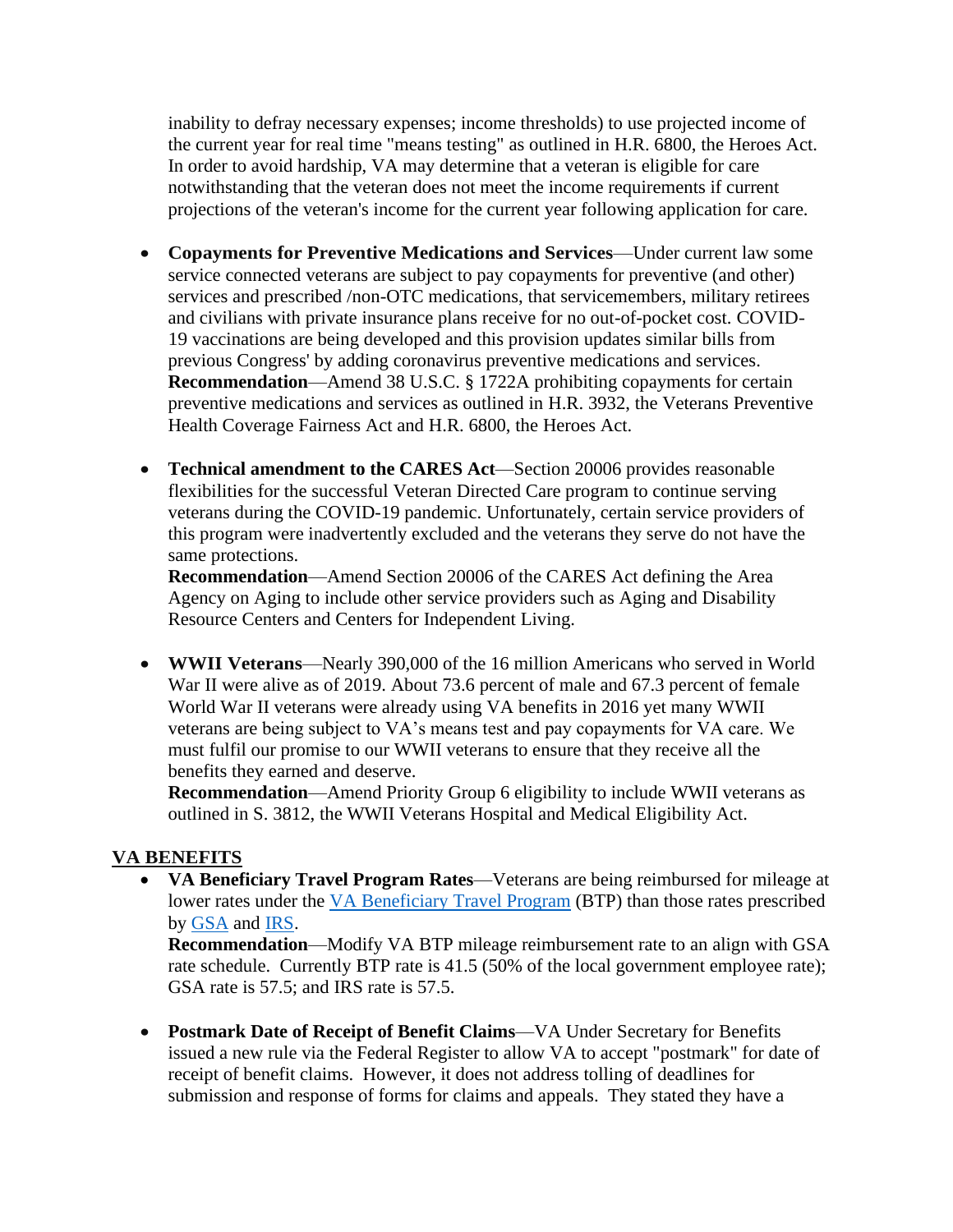inability to defray necessary expenses; income thresholds) to use projected income of the current year for real time "means testing" as outlined in H.R. 6800, the Heroes Act. In order to avoid hardship, VA may determine that a veteran is eligible for care notwithstanding that the veteran does not meet the income requirements if current projections of the veteran's income for the current year following application for care.

- **Copayments for Preventive Medications and Services**—Under current law some service connected veterans are subject to pay copayments for preventive (and other) services and prescribed /non-OTC medications, that servicemembers, military retirees and civilians with private insurance plans receive for no out-of-pocket cost. COVID-19 vaccinations are being developed and this provision updates similar bills from previous Congress' by adding coronavirus preventive medications and services.
  **Recommendation**—Amend 38 U.S.C. § 1722A prohibiting copayments for certain preventive medications and services as outlined in H.R. 3932, the Veterans Preventive Health Coverage Fairness Act and H.R. 6800, the Heroes Act.

- **Technical amendment to the CARES Act**—Section 20006 provides reasonable flexibilities for the successful Veteran Directed Care program to continue serving veterans during the COVID-19 pandemic. Unfortunately, certain service providers of this program were inadvertently excluded and the veterans they serve do not have the same protections.
  **Recommendation**—Amend Section 20006 of the CARES Act defining the Area Agency on Aging to include other service providers such as Aging and Disability Resource Centers and Centers for Independent Living.

- **WWII Veterans**—Nearly 390,000 of the 16 million Americans who served in World War II were alive as of 2019. About 73.6 percent of male and 67.3 percent of female World War II veterans were already using VA benefits in 2016 yet many WWII veterans are being subject to VA's means test and pay copayments for VA care. We must fulfil our promise to our WWII veterans to ensure that they receive all the benefits they earned and deserve.
  **Recommendation**—Amend Priority Group 6 eligibility to include WWII veterans as outlined in S. 3812, the WWII Veterans Hospital and Medical Eligibility Act.

## VA BENEFITS

- **VA Beneficiary Travel Program Rates**—Veterans are being reimbursed for mileage at lower rates under the VA Beneficiary Travel Program (BTP) than those rates prescribed by GSA and IRS.
  **Recommendation**—Modify VA BTP mileage reimbursement rate to an align with GSA rate schedule. Currently BTP rate is 41.5 (50% of the local government employee rate); GSA rate is 57.5; and IRS rate is 57.5.

- **Postmark Date of Receipt of Benefit Claims**—VA Under Secretary for Benefits issued a new rule via the Federal Register to allow VA to accept "postmark" for date of receipt of benefit claims. However, it does not address tolling of deadlines for submission and response of forms for claims and appeals. They stated they have a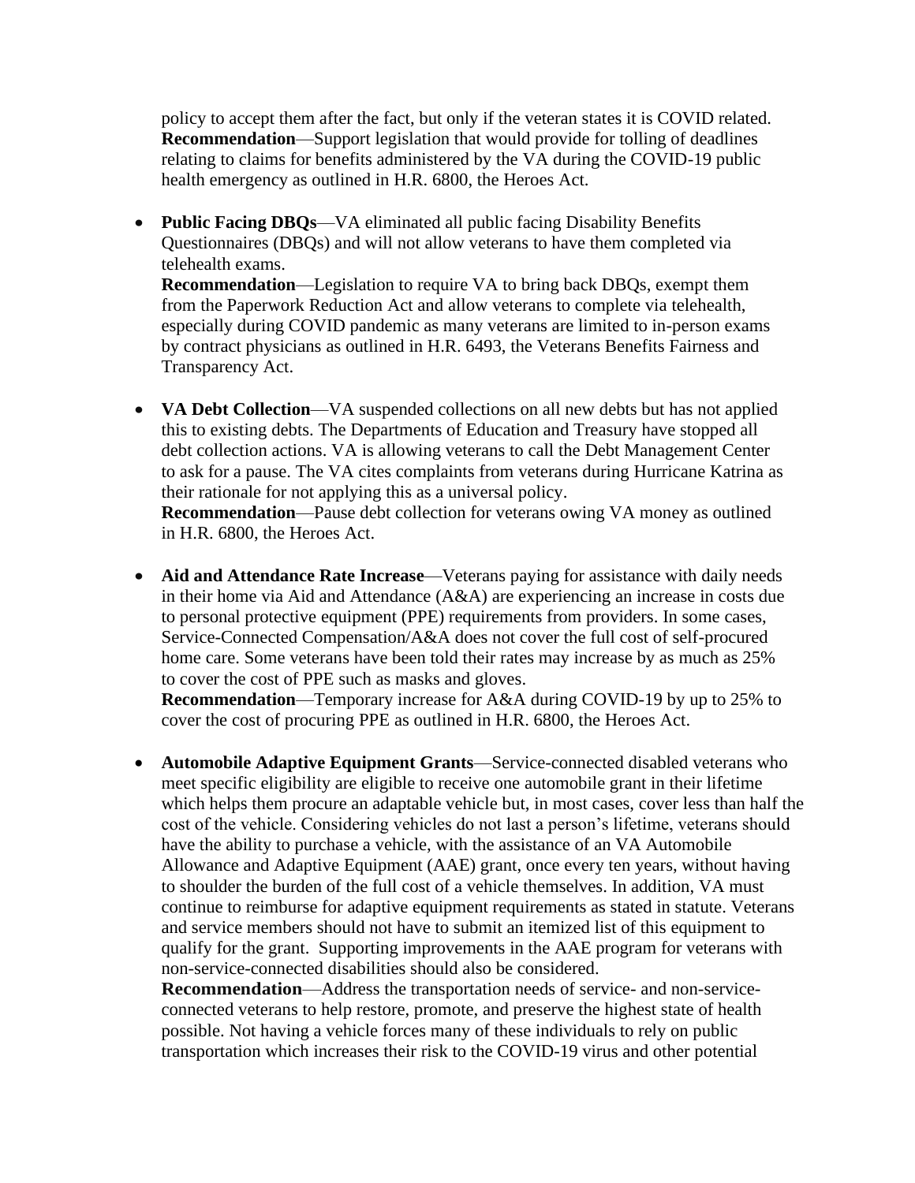policy to accept them after the fact, but only if the veteran states it is COVID related. **Recommendation**—Support legislation that would provide for tolling of deadlines relating to claims for benefits administered by the VA during the COVID-19 public health emergency as outlined in H.R. 6800, the Heroes Act.

- **Public Facing DBQs**—VA eliminated all public facing Disability Benefits Questionnaires (DBQs) and will not allow veterans to have them completed via telehealth exams.
  **Recommendation**—Legislation to require VA to bring back DBQs, exempt them from the Paperwork Reduction Act and allow veterans to complete via telehealth, especially during COVID pandemic as many veterans are limited to in-person exams by contract physicians as outlined in H.R. 6493, the Veterans Benefits Fairness and Transparency Act.

- **VA Debt Collection**—VA suspended collections on all new debts but has not applied this to existing debts. The Departments of Education and Treasury have stopped all debt collection actions. VA is allowing veterans to call the Debt Management Center to ask for a pause. The VA cites complaints from veterans during Hurricane Katrina as their rationale for not applying this as a universal policy.
  **Recommendation**—Pause debt collection for veterans owing VA money as outlined in H.R. 6800, the Heroes Act.

- **Aid and Attendance Rate Increase**—Veterans paying for assistance with daily needs in their home via Aid and Attendance (A&A) are experiencing an increase in costs due to personal protective equipment (PPE) requirements from providers. In some cases, Service-Connected Compensation/A&A does not cover the full cost of self-procured home care. Some veterans have been told their rates may increase by as much as 25% to cover the cost of PPE such as masks and gloves.
  **Recommendation**—Temporary increase for A&A during COVID-19 by up to 25% to cover the cost of procuring PPE as outlined in H.R. 6800, the Heroes Act.

- **Automobile Adaptive Equipment Grants**—Service-connected disabled veterans who meet specific eligibility are eligible to receive one automobile grant in their lifetime which helps them procure an adaptable vehicle but, in most cases, cover less than half the cost of the vehicle. Considering vehicles do not last a person's lifetime, veterans should have the ability to purchase a vehicle, with the assistance of an VA Automobile Allowance and Adaptive Equipment (AAE) grant, once every ten years, without having to shoulder the burden of the full cost of a vehicle themselves. In addition, VA must continue to reimburse for adaptive equipment requirements as stated in statute. Veterans and service members should not have to submit an itemized list of this equipment to qualify for the grant. Supporting improvements in the AAE program for veterans with non-service-connected disabilities should also be considered.
  **Recommendation**—Address the transportation needs of service- and non-service-connected veterans to help restore, promote, and preserve the highest state of health possible. Not having a vehicle forces many of these individuals to rely on public transportation which increases their risk to the COVID-19 virus and other potential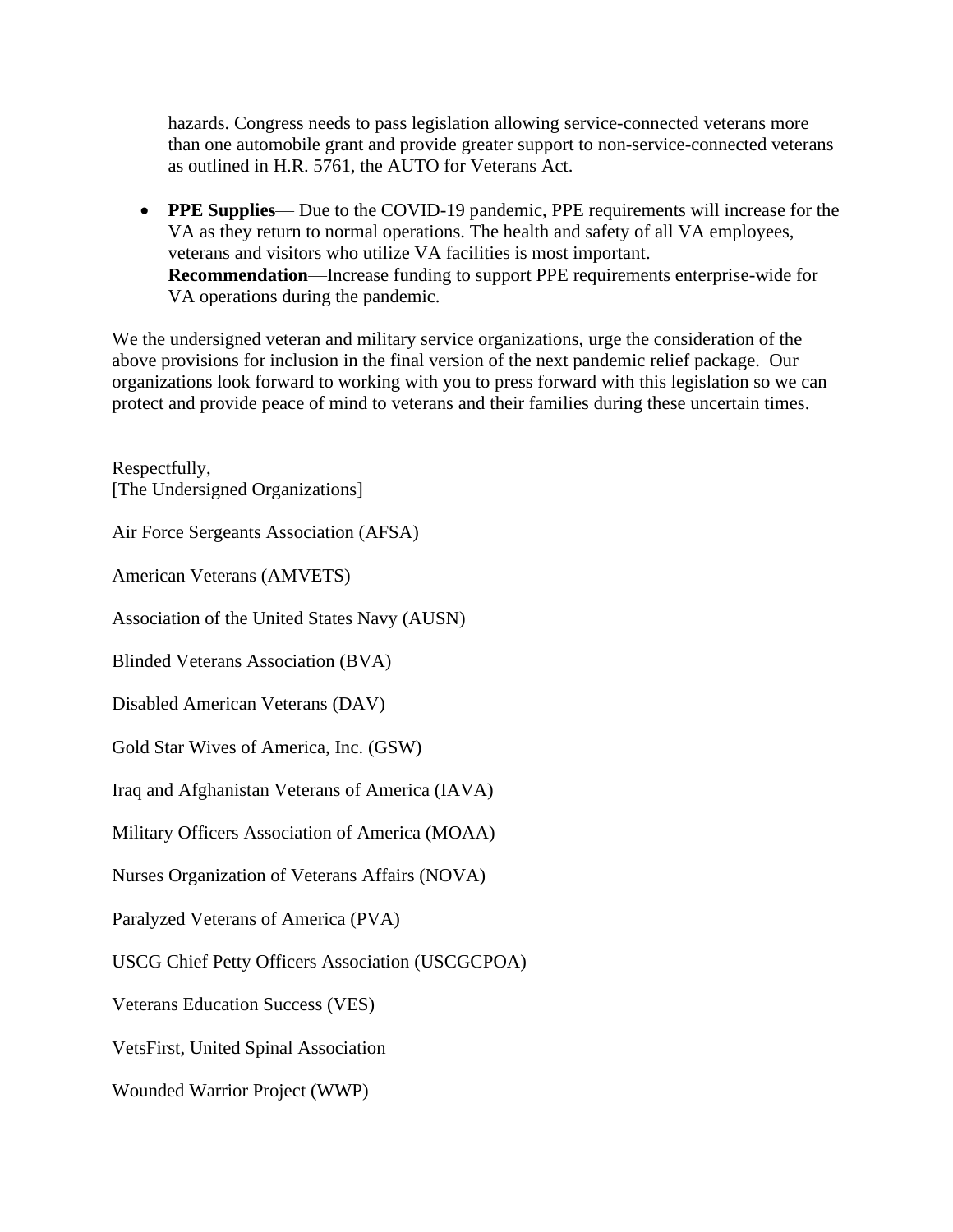hazards. Congress needs to pass legislation allowing service-connected veterans more than one automobile grant and provide greater support to non-service-connected veterans as outlined in H.R. 5761, the AUTO for Veterans Act.

- **PPE Supplies**— Due to the COVID-19 pandemic, PPE requirements will increase for the VA as they return to normal operations. The health and safety of all VA employees, veterans and visitors who utilize VA facilities is most important. **Recommendation**—Increase funding to support PPE requirements enterprise-wide for VA operations during the pandemic.

We the undersigned veteran and military service organizations, urge the consideration of the above provisions for inclusion in the final version of the next pandemic relief package. Our organizations look forward to working with you to press forward with this legislation so we can protect and provide peace of mind to veterans and their families during these uncertain times.

Respectfully,
[The Undersigned Organizations]

Air Force Sergeants Association (AFSA)

American Veterans (AMVETS)

Association of the United States Navy (AUSN)

Blinded Veterans Association (BVA)

Disabled American Veterans (DAV)

Gold Star Wives of America, Inc. (GSW)

Iraq and Afghanistan Veterans of America (IAVA)

Military Officers Association of America (MOAA)

Nurses Organization of Veterans Affairs (NOVA)

Paralyzed Veterans of America (PVA)

USCG Chief Petty Officers Association (USCGCPOA)

Veterans Education Success (VES)

VetsFirst, United Spinal Association

Wounded Warrior Project (WWP)